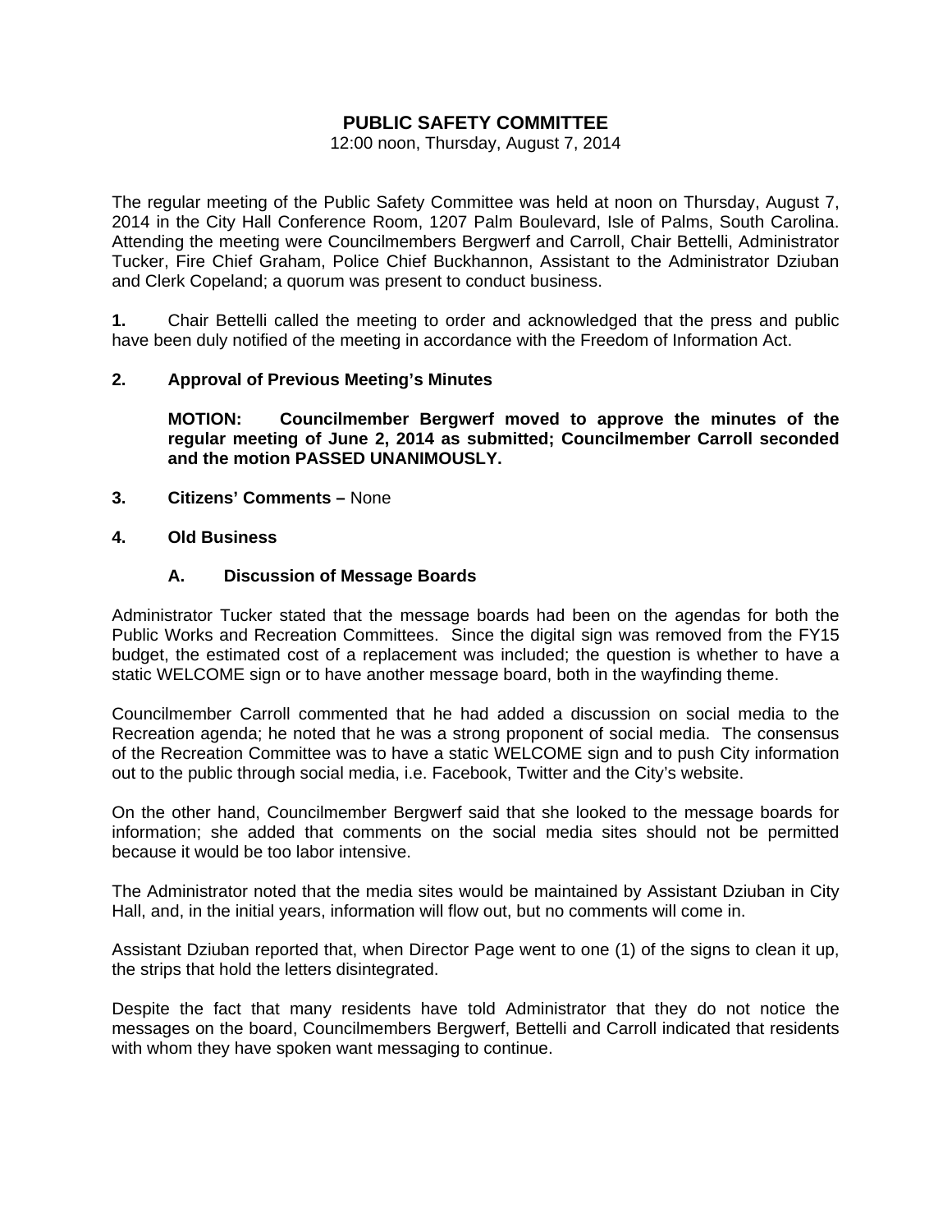# PUBLIC SAFETY COMMITTEE

12:00 noon, Thursday, August 7, 2014

The regular meeting of the Public Safety Committee was held at noon on Thursday, August 7, 2014 in the City Hall Conference Room, 1207 Palm Boulevard, Isle of Palms, South Carolina. Attending the meeting were Councilmembers Bergwerf and Carroll, Chair Bettelli, Administrator Tucker, Fire Chief Graham, Police Chief Buckhannon, Assistant to the Administrator Dziuban and Clerk Copeland; a quorum was present to conduct business.

**1.** Chair Bettelli called the meeting to order and acknowledged that the press and public have been duly notified of the meeting in accordance with the Freedom of Information Act.

**2. Approval of Previous Meeting's Minutes**

**MOTION: Councilmember Bergwerf moved to approve the minutes of the regular meeting of June 2, 2014 as submitted; Councilmember Carroll seconded and the motion PASSED UNANIMOUSLY.**

**3. Citizens' Comments –** None

**4. Old Business**

**A. Discussion of Message Boards**

Administrator Tucker stated that the message boards had been on the agendas for both the Public Works and Recreation Committees. Since the digital sign was removed from the FY15 budget, the estimated cost of a replacement was included; the question is whether to have a static WELCOME sign or to have another message board, both in the wayfinding theme.

Councilmember Carroll commented that he had added a discussion on social media to the Recreation agenda; he noted that he was a strong proponent of social media. The consensus of the Recreation Committee was to have a static WELCOME sign and to push City information out to the public through social media, i.e. Facebook, Twitter and the City's website.

On the other hand, Councilmember Bergwerf said that she looked to the message boards for information; she added that comments on the social media sites should not be permitted because it would be too labor intensive.

The Administrator noted that the media sites would be maintained by Assistant Dziuban in City Hall, and, in the initial years, information will flow out, but no comments will come in.

Assistant Dziuban reported that, when Director Page went to one (1) of the signs to clean it up, the strips that hold the letters disintegrated.

Despite the fact that many residents have told Administrator that they do not notice the messages on the board, Councilmembers Bergwerf, Bettelli and Carroll indicated that residents with whom they have spoken want messaging to continue.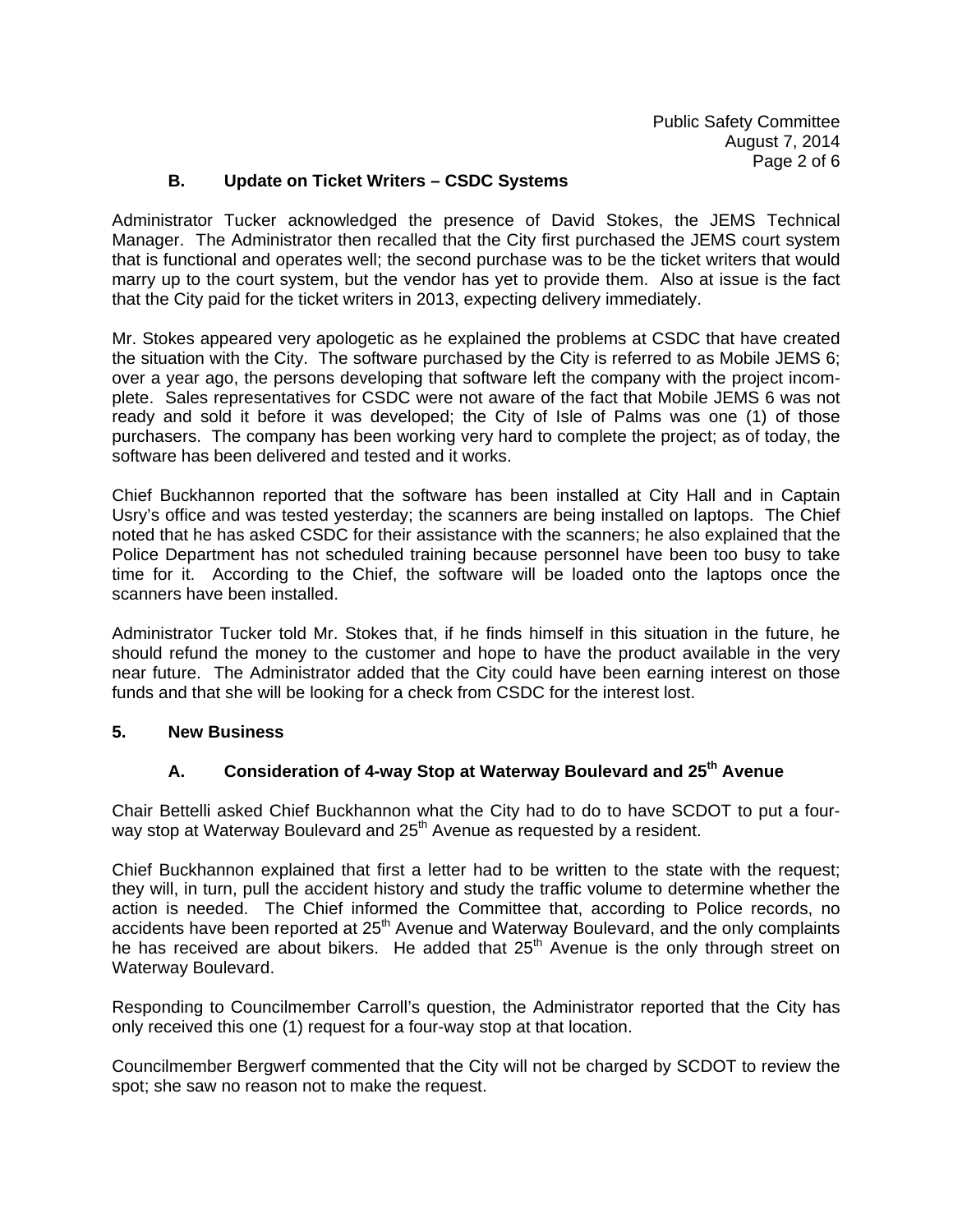### B. Update on Ticket Writers – CSDC Systems

Administrator Tucker acknowledged the presence of David Stokes, the JEMS Technical Manager. The Administrator then recalled that the City first purchased the JEMS court system that is functional and operates well; the second purchase was to be the ticket writers that would marry up to the court system, but the vendor has yet to provide them. Also at issue is the fact that the City paid for the ticket writers in 2013, expecting delivery immediately.

Mr. Stokes appeared very apologetic as he explained the problems at CSDC that have created the situation with the City. The software purchased by the City is referred to as Mobile JEMS 6; over a year ago, the persons developing that software left the company with the project incomplete. Sales representatives for CSDC were not aware of the fact that Mobile JEMS 6 was not ready and sold it before it was developed; the City of Isle of Palms was one (1) of those purchasers. The company has been working very hard to complete the project; as of today, the software has been delivered and tested and it works.

Chief Buckhannon reported that the software has been installed at City Hall and in Captain Usry's office and was tested yesterday; the scanners are being installed on laptops. The Chief noted that he has asked CSDC for their assistance with the scanners; he also explained that the Police Department has not scheduled training because personnel have been too busy to take time for it. According to the Chief, the software will be loaded onto the laptops once the scanners have been installed.

Administrator Tucker told Mr. Stokes that, if he finds himself in this situation in the future, he should refund the money to the customer and hope to have the product available in the very near future. The Administrator added that the City could have been earning interest on those funds and that she will be looking for a check from CSDC for the interest lost.

## 5. New Business

### A. Consideration of 4-way Stop at Waterway Boulevard and 25th Avenue

Chair Bettelli asked Chief Buckhannon what the City had to do to have SCDOT to put a four-way stop at Waterway Boulevard and 25th Avenue as requested by a resident.

Chief Buckhannon explained that first a letter had to be written to the state with the request; they will, in turn, pull the accident history and study the traffic volume to determine whether the action is needed. The Chief informed the Committee that, according to Police records, no accidents have been reported at 25th Avenue and Waterway Boulevard, and the only complaints he has received are about bikers. He added that 25th Avenue is the only through street on Waterway Boulevard.

Responding to Councilmember Carroll's question, the Administrator reported that the City has only received this one (1) request for a four-way stop at that location.

Councilmember Bergwerf commented that the City will not be charged by SCDOT to review the spot; she saw no reason not to make the request.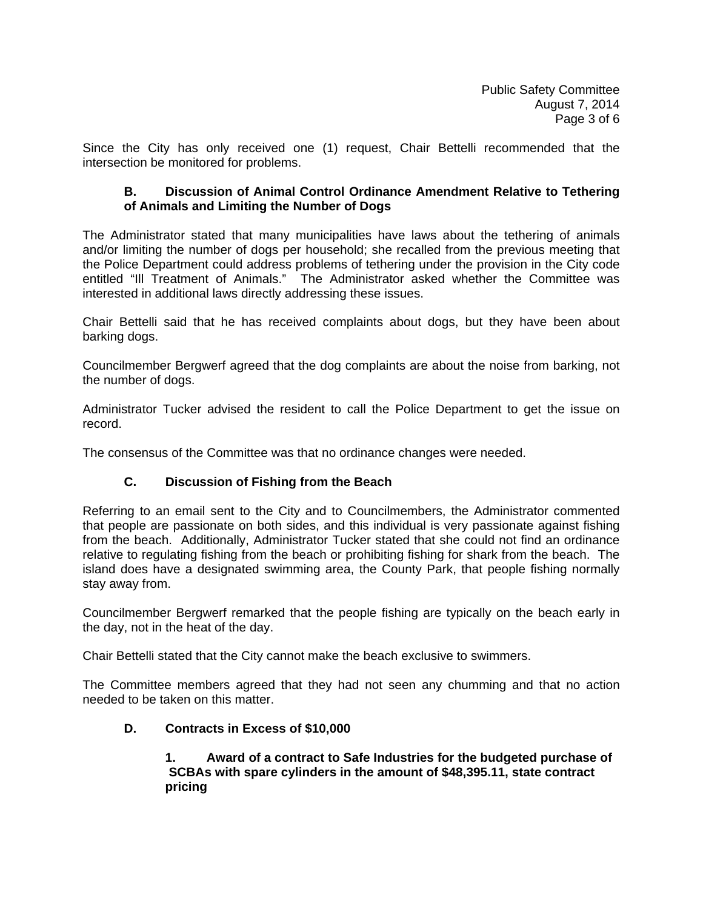Since the City has only received one (1) request, Chair Bettelli recommended that the intersection be monitored for problems.

**B. Discussion of Animal Control Ordinance Amendment Relative to Tethering of Animals and Limiting the Number of Dogs**

The Administrator stated that many municipalities have laws about the tethering of animals and/or limiting the number of dogs per household; she recalled from the previous meeting that the Police Department could address problems of tethering under the provision in the City code entitled "Ill Treatment of Animals." The Administrator asked whether the Committee was interested in additional laws directly addressing these issues.

Chair Bettelli said that he has received complaints about dogs, but they have been about barking dogs.

Councilmember Bergwerf agreed that the dog complaints are about the noise from barking, not the number of dogs.

Administrator Tucker advised the resident to call the Police Department to get the issue on record.

The consensus of the Committee was that no ordinance changes were needed.

**C. Discussion of Fishing from the Beach**

Referring to an email sent to the City and to Councilmembers, the Administrator commented that people are passionate on both sides, and this individual is very passionate against fishing from the beach. Additionally, Administrator Tucker stated that she could not find an ordinance relative to regulating fishing from the beach or prohibiting fishing for shark from the beach. The island does have a designated swimming area, the County Park, that people fishing normally stay away from.

Councilmember Bergwerf remarked that the people fishing are typically on the beach early in the day, not in the heat of the day.

Chair Bettelli stated that the City cannot make the beach exclusive to swimmers.

The Committee members agreed that they had not seen any chumming and that no action needed to be taken on this matter.

**D. Contracts in Excess of $10,000**

**1. Award of a contract to Safe Industries for the budgeted purchase of SCBAs with spare cylinders in the amount of $48,395.11, state contract pricing**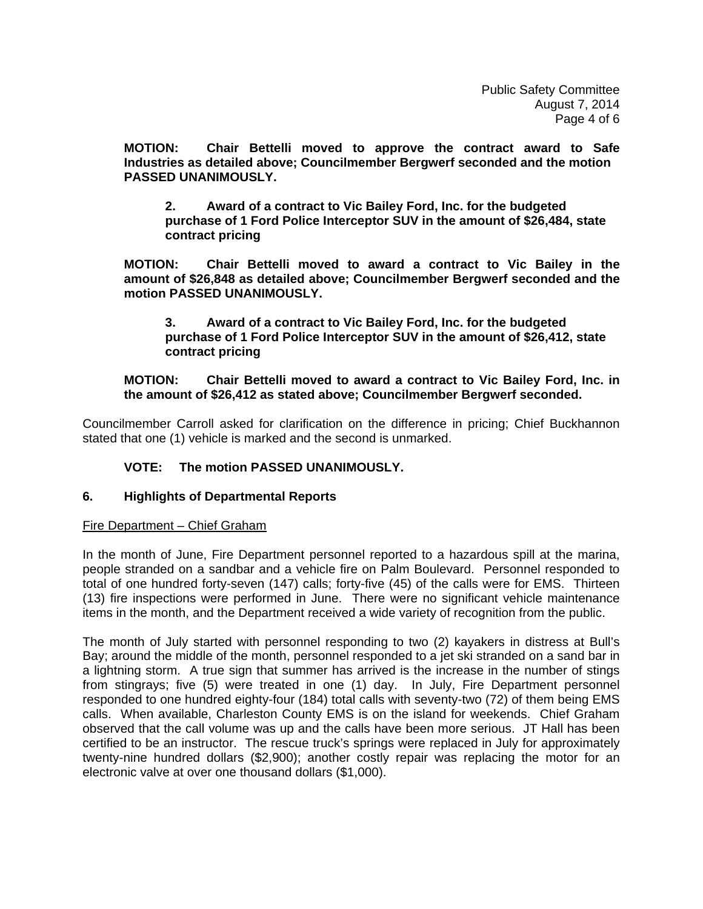**MOTION:** **Chair Bettelli moved to approve the contract award to Safe Industries as detailed above; Councilmember Bergwerf seconded and the motion PASSED UNANIMOUSLY.**

> **2. Award of a contract to Vic Bailey Ford, Inc. for the budgeted purchase of 1 Ford Police Interceptor SUV in the amount of $26,484, state contract pricing**

**MOTION:** **Chair Bettelli moved to award a contract to Vic Bailey in the amount of $26,848 as detailed above; Councilmember Bergwerf seconded and the motion PASSED UNANIMOUSLY.**

> **3. Award of a contract to Vic Bailey Ford, Inc. for the budgeted purchase of 1 Ford Police Interceptor SUV in the amount of $26,412, state contract pricing**

**MOTION:** **Chair Bettelli moved to award a contract to Vic Bailey Ford, Inc. in the amount of $26,412 as stated above; Councilmember Bergwerf seconded.**

Councilmember Carroll asked for clarification on the difference in pricing; Chief Buckhannon stated that one (1) vehicle is marked and the second is unmarked.

**VOTE:** **The motion PASSED UNANIMOUSLY.**

## 6. Highlights of Departmental Reports

Fire Department – Chief Graham

In the month of June, Fire Department personnel reported to a hazardous spill at the marina, people stranded on a sandbar and a vehicle fire on Palm Boulevard. Personnel responded to total of one hundred forty-seven (147) calls; forty-five (45) of the calls were for EMS. Thirteen (13) fire inspections were performed in June. There were no significant vehicle maintenance items in the month, and the Department received a wide variety of recognition from the public.

The month of July started with personnel responding to two (2) kayakers in distress at Bull's Bay; around the middle of the month, personnel responded to a jet ski stranded on a sand bar in a lightning storm. A true sign that summer has arrived is the increase in the number of stings from stingrays; five (5) were treated in one (1) day. In July, Fire Department personnel responded to one hundred eighty-four (184) total calls with seventy-two (72) of them being EMS calls. When available, Charleston County EMS is on the island for weekends. Chief Graham observed that the call volume was up and the calls have been more serious. JT Hall has been certified to be an instructor. The rescue truck's springs were replaced in July for approximately twenty-nine hundred dollars ($2,900); another costly repair was replacing the motor for an electronic valve at over one thousand dollars ($1,000).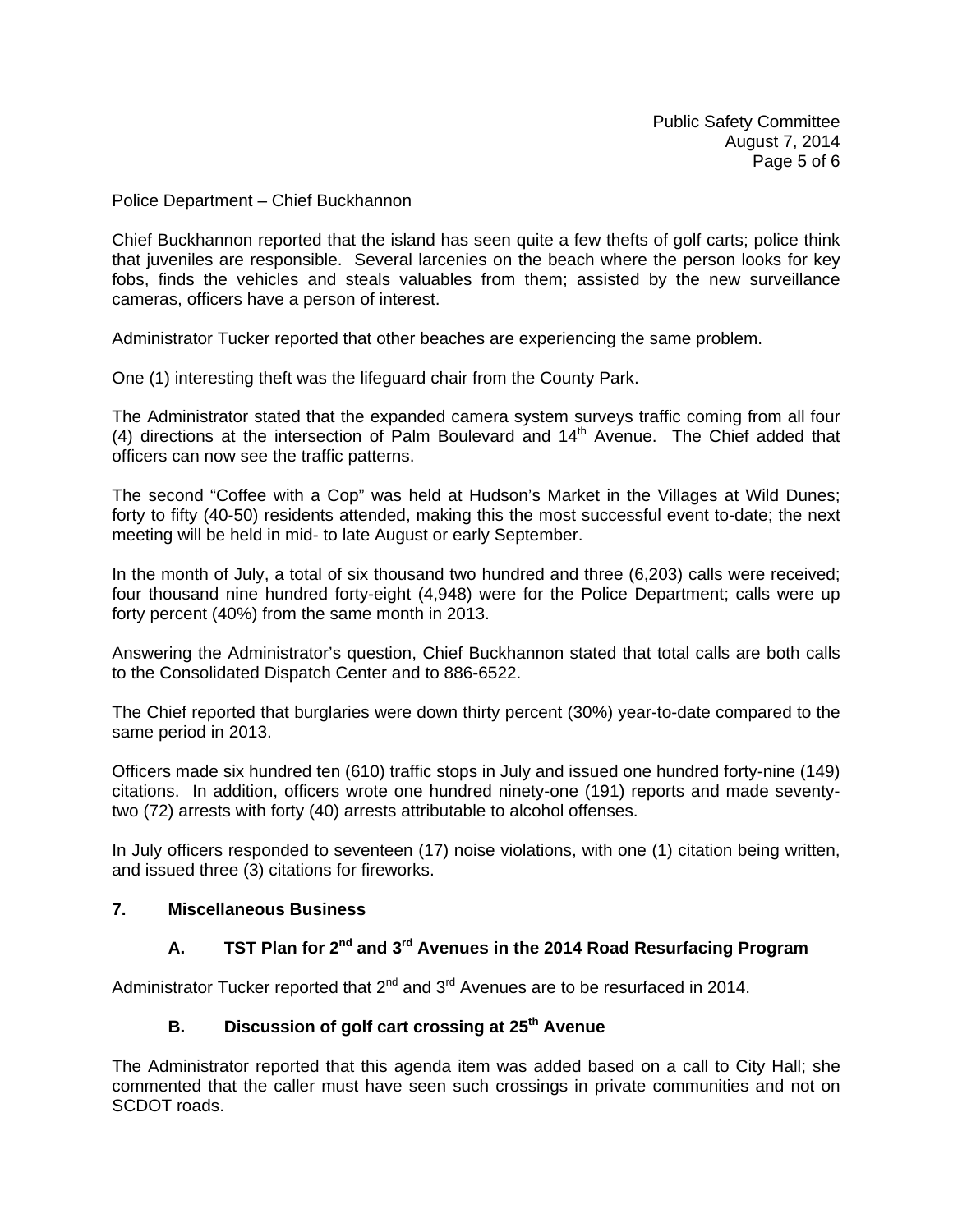Police Department – Chief Buckhannon

Chief Buckhannon reported that the island has seen quite a few thefts of golf carts; police think that juveniles are responsible. Several larcenies on the beach where the person looks for key fobs, finds the vehicles and steals valuables from them; assisted by the new surveillance cameras, officers have a person of interest.

Administrator Tucker reported that other beaches are experiencing the same problem.

One (1) interesting theft was the lifeguard chair from the County Park.

The Administrator stated that the expanded camera system surveys traffic coming from all four (4) directions at the intersection of Palm Boulevard and 14th Avenue. The Chief added that officers can now see the traffic patterns.

The second "Coffee with a Cop" was held at Hudson's Market in the Villages at Wild Dunes; forty to fifty (40-50) residents attended, making this the most successful event to-date; the next meeting will be held in mid- to late August or early September.

In the month of July, a total of six thousand two hundred and three (6,203) calls were received; four thousand nine hundred forty-eight (4,948) were for the Police Department; calls were up forty percent (40%) from the same month in 2013.

Answering the Administrator's question, Chief Buckhannon stated that total calls are both calls to the Consolidated Dispatch Center and to 886-6522.

The Chief reported that burglaries were down thirty percent (30%) year-to-date compared to the same period in 2013.

Officers made six hundred ten (610) traffic stops in July and issued one hundred forty-nine (149) citations. In addition, officers wrote one hundred ninety-one (191) reports and made seventy-two (72) arrests with forty (40) arrests attributable to alcohol offenses.

In July officers responded to seventeen (17) noise violations, with one (1) citation being written, and issued three (3) citations for fireworks.

**7. Miscellaneous Business**

**A. TST Plan for 2nd and 3rd Avenues in the 2014 Road Resurfacing Program**

Administrator Tucker reported that 2nd and 3rd Avenues are to be resurfaced in 2014.

**B. Discussion of golf cart crossing at 25th Avenue**

The Administrator reported that this agenda item was added based on a call to City Hall; she commented that the caller must have seen such crossings in private communities and not on SCDOT roads.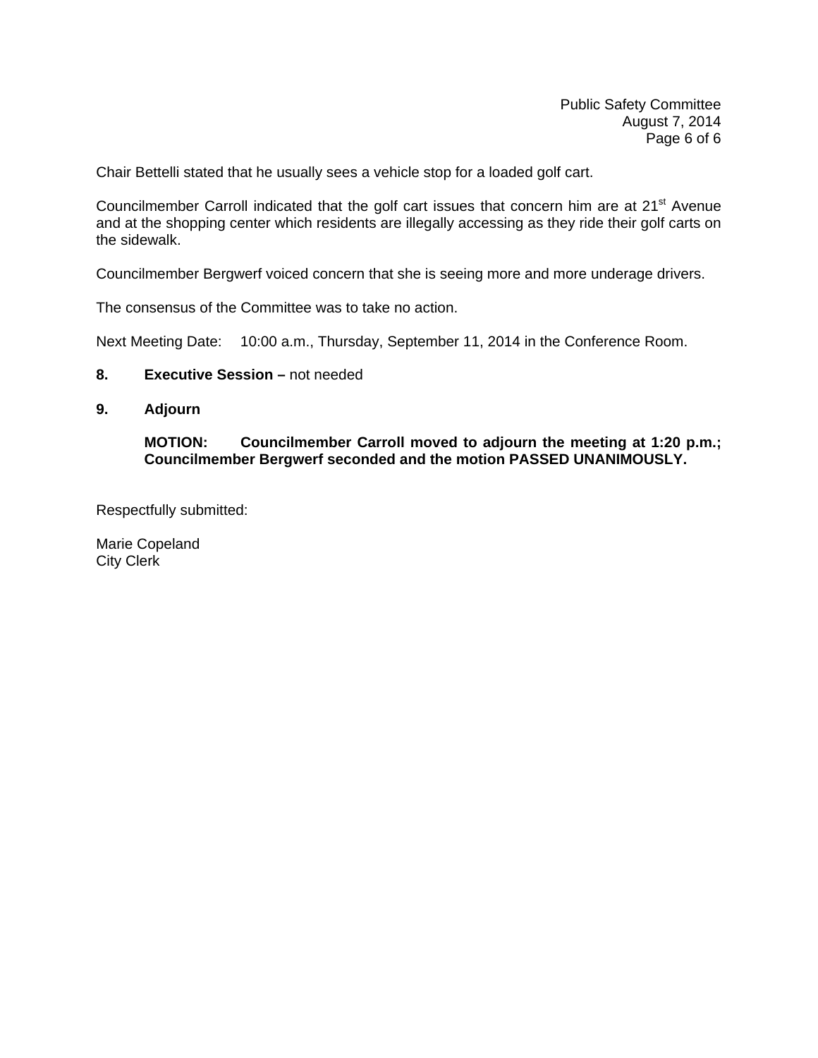Chair Bettelli stated that he usually sees a vehicle stop for a loaded golf cart.

Councilmember Carroll indicated that the golf cart issues that concern him are at 21st Avenue and at the shopping center which residents are illegally accessing as they ride their golf carts on the sidewalk.

Councilmember Bergwerf voiced concern that she is seeing more and more underage drivers.

The consensus of the Committee was to take no action.

Next Meeting Date: 10:00 a.m., Thursday, September 11, 2014 in the Conference Room.

**8. Executive Session –** not needed

**9. Adjourn**

**MOTION: Councilmember Carroll moved to adjourn the meeting at 1:20 p.m.; Councilmember Bergwerf seconded and the motion PASSED UNANIMOUSLY.**

Respectfully submitted:

Marie Copeland
City Clerk